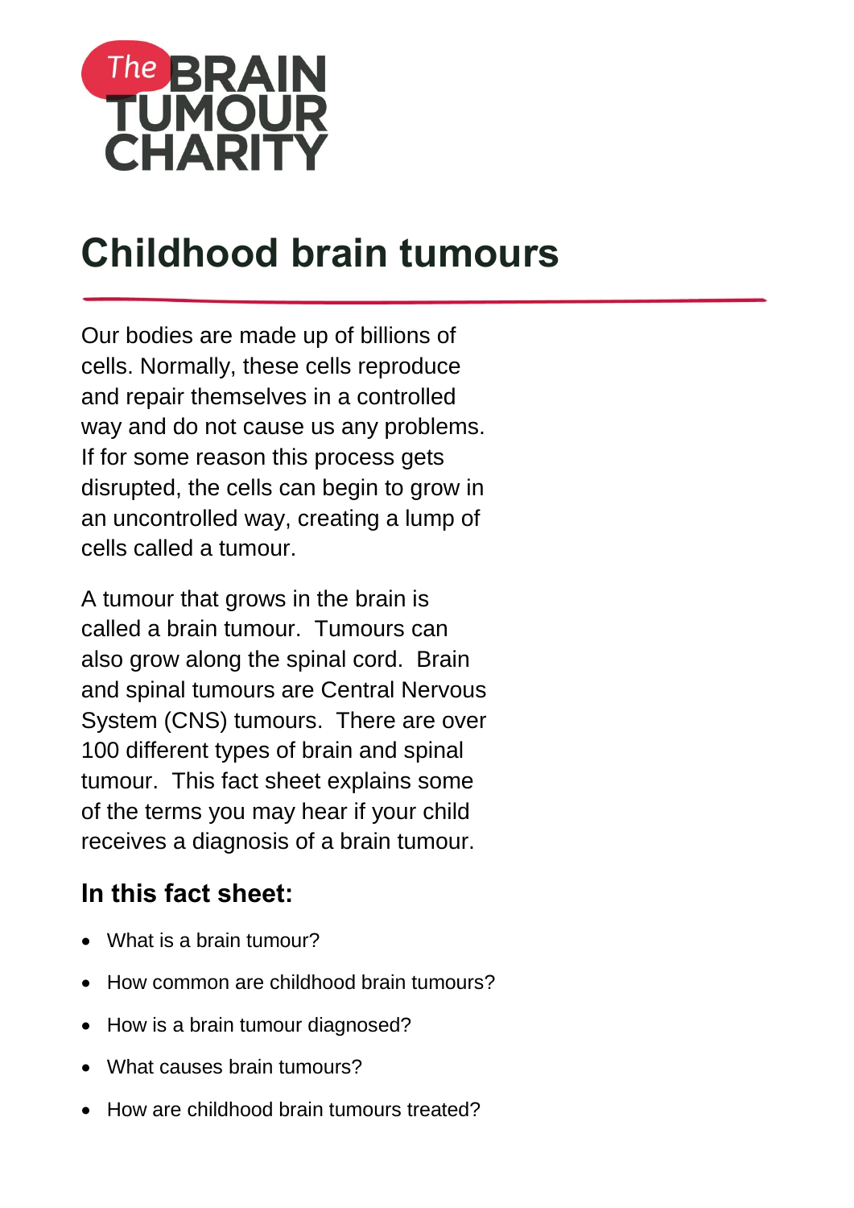The BRAIN TUMOUR CHARITY

# Childhood brain tumours

Our bodies are made up of billions of cells. Normally, these cells reproduce and repair themselves in a controlled way and do not cause us any problems. If for some reason this process gets disrupted, the cells can begin to grow in an uncontrolled way, creating a lump of cells called a tumour.

A tumour that grows in the brain is called a brain tumour. Tumours can also grow along the spinal cord. Brain and spinal tumours are Central Nervous System (CNS) tumours. There are over 100 different types of brain and spinal tumour. This fact sheet explains some of the terms you may hear if your child receives a diagnosis of a brain tumour.

## In this fact sheet:

- What is a brain tumour?
- How common are childhood brain tumours?
- How is a brain tumour diagnosed?
- What causes brain tumours?
- How are childhood brain tumours treated?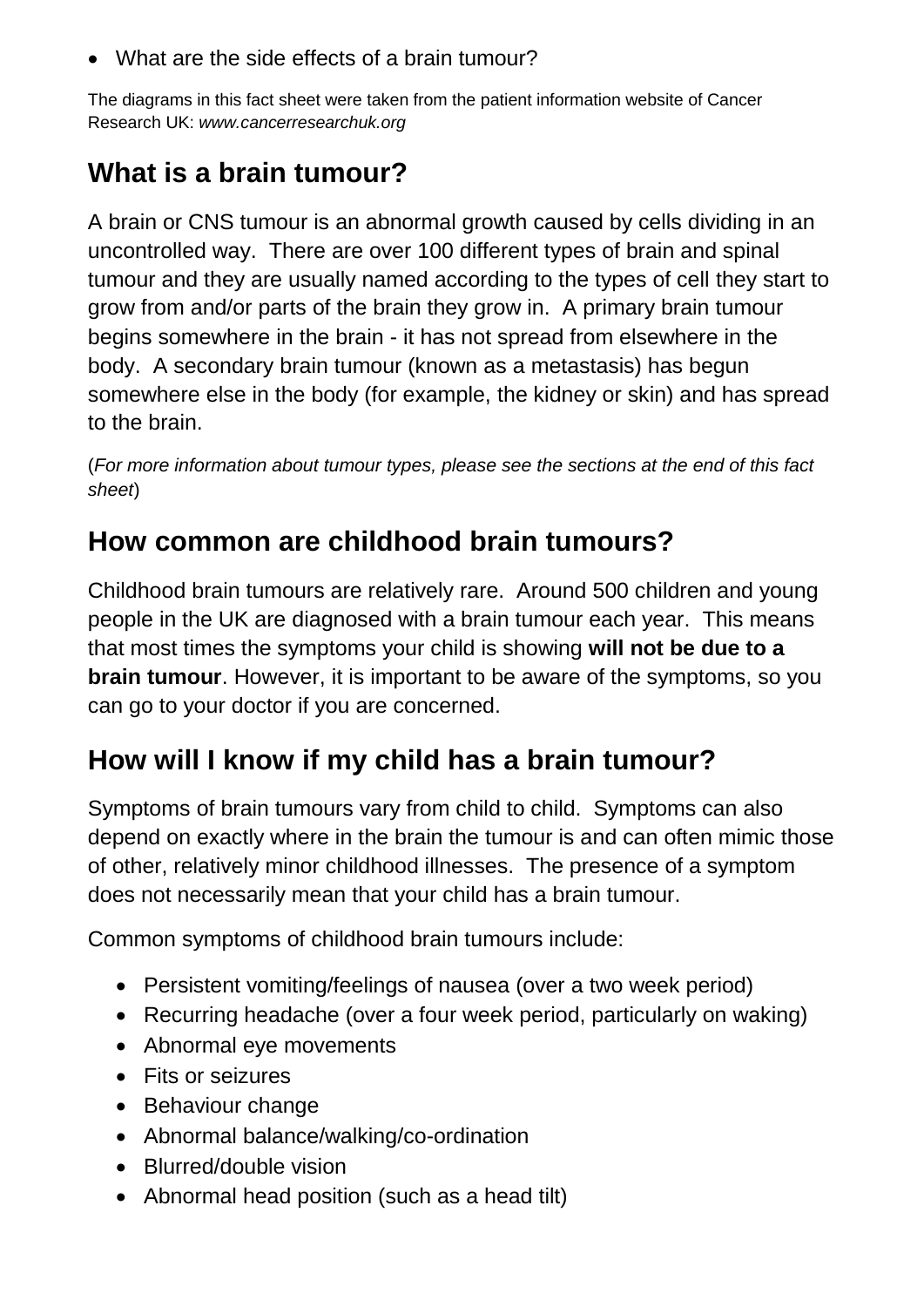- What are the side effects of a brain tumour?

The diagrams in this fact sheet were taken from the patient information website of Cancer Research UK: *www.cancerresearchuk.org*

## What is a brain tumour?

A brain or CNS tumour is an abnormal growth caused by cells dividing in an uncontrolled way. There are over 100 different types of brain and spinal tumour and they are usually named according to the types of cell they start to grow from and/or parts of the brain they grow in. A primary brain tumour begins somewhere in the brain - it has not spread from elsewhere in the body. A secondary brain tumour (known as a metastasis) has begun somewhere else in the body (for example, the kidney or skin) and has spread to the brain.

(*For more information about tumour types, please see the sections at the end of this fact sheet*)

## How common are childhood brain tumours?

Childhood brain tumours are relatively rare. Around 500 children and young people in the UK are diagnosed with a brain tumour each year. This means that most times the symptoms your child is showing **will not be due to a brain tumour**. However, it is important to be aware of the symptoms, so you can go to your doctor if you are concerned.

## How will I know if my child has a brain tumour?

Symptoms of brain tumours vary from child to child. Symptoms can also depend on exactly where in the brain the tumour is and can often mimic those of other, relatively minor childhood illnesses. The presence of a symptom does not necessarily mean that your child has a brain tumour.

Common symptoms of childhood brain tumours include:

- Persistent vomiting/feelings of nausea (over a two week period)
- Recurring headache (over a four week period, particularly on waking)
- Abnormal eye movements
- Fits or seizures
- Behaviour change
- Abnormal balance/walking/co-ordination
- Blurred/double vision
- Abnormal head position (such as a head tilt)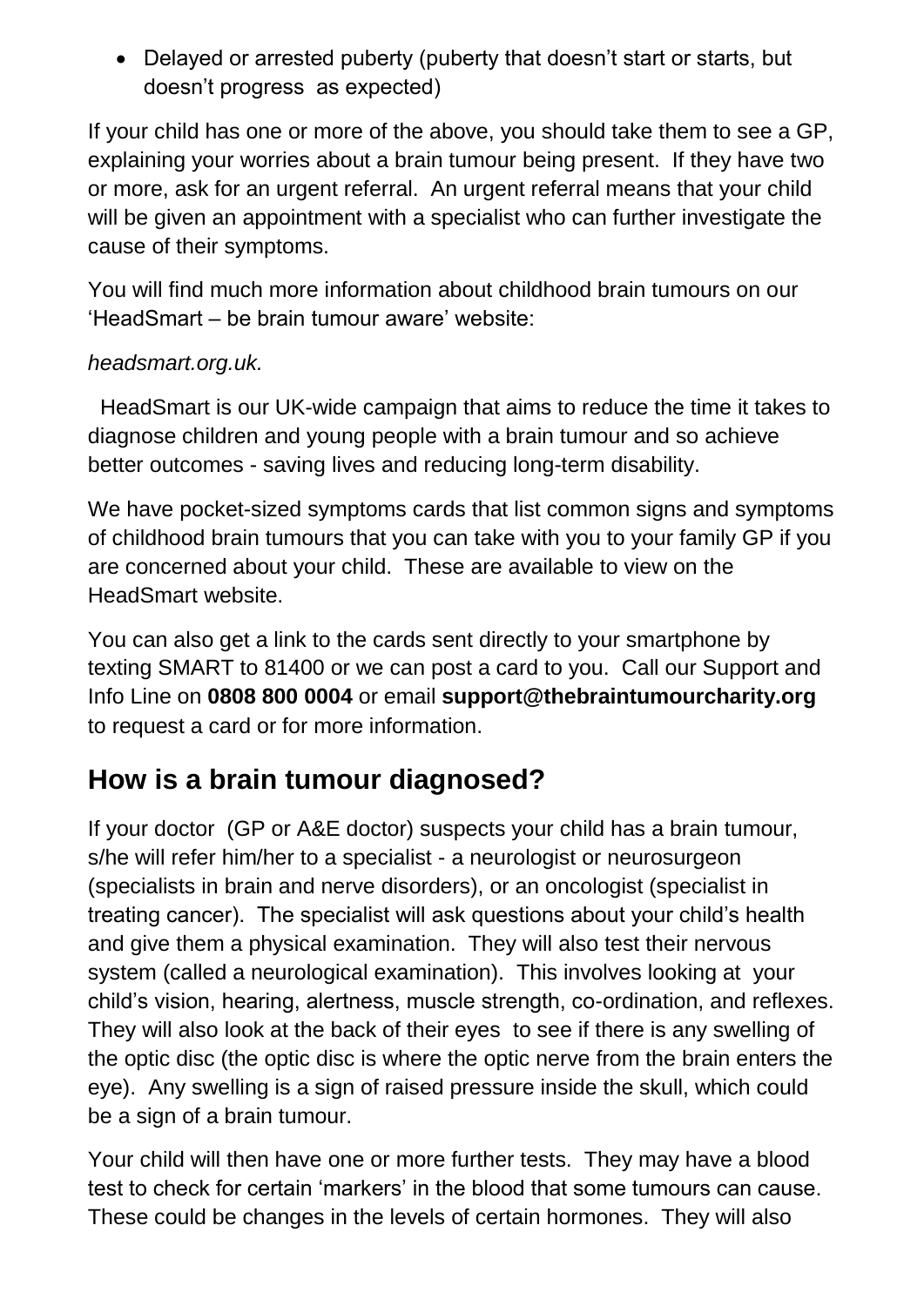- Delayed or arrested puberty (puberty that doesn't start or starts, but doesn't progress as expected)

If your child has one or more of the above, you should take them to see a GP, explaining your worries about a brain tumour being present. If they have two or more, ask for an urgent referral. An urgent referral means that your child will be given an appointment with a specialist who can further investigate the cause of their symptoms.

You will find much more information about childhood brain tumours on our 'HeadSmart – be brain tumour aware' website:

*headsmart.org.uk.*

HeadSmart is our UK-wide campaign that aims to reduce the time it takes to diagnose children and young people with a brain tumour and so achieve better outcomes - saving lives and reducing long-term disability.

We have pocket-sized symptoms cards that list common signs and symptoms of childhood brain tumours that you can take with you to your family GP if you are concerned about your child. These are available to view on the HeadSmart website.

You can also get a link to the cards sent directly to your smartphone by texting SMART to 81400 or we can post a card to you. Call our Support and Info Line on **0808 800 0004** or email **support@thebraintumourcharity.org** to request a card or for more information.

## How is a brain tumour diagnosed?

If your doctor (GP or A&E doctor) suspects your child has a brain tumour, s/he will refer him/her to a specialist - a neurologist or neurosurgeon (specialists in brain and nerve disorders), or an oncologist (specialist in treating cancer). The specialist will ask questions about your child's health and give them a physical examination. They will also test their nervous system (called a neurological examination). This involves looking at your child's vision, hearing, alertness, muscle strength, co-ordination, and reflexes. They will also look at the back of their eyes to see if there is any swelling of the optic disc (the optic disc is where the optic nerve from the brain enters the eye). Any swelling is a sign of raised pressure inside the skull, which could be a sign of a brain tumour.

Your child will then have one or more further tests. They may have a blood test to check for certain 'markers' in the blood that some tumours can cause. These could be changes in the levels of certain hormones. They will also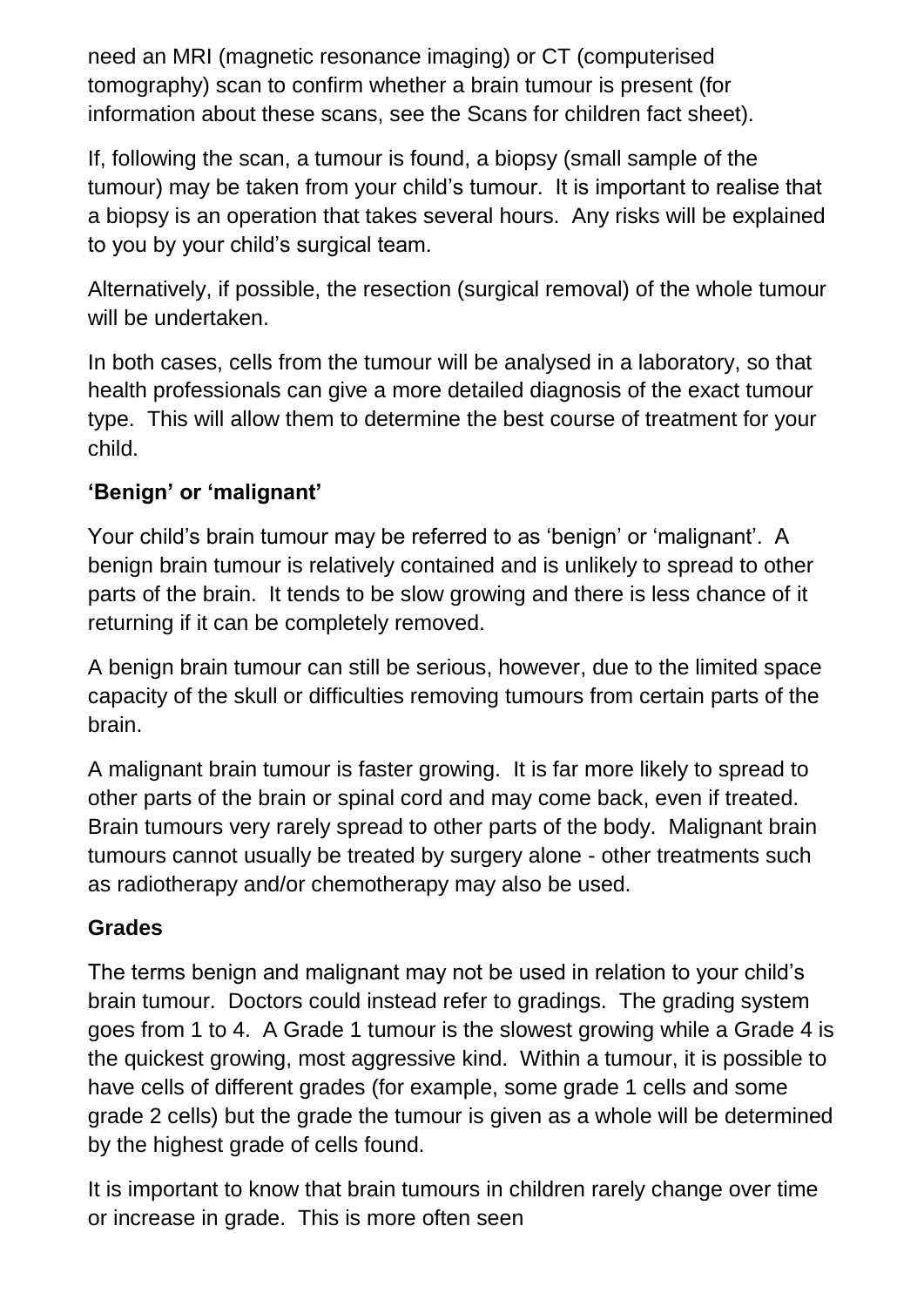need an MRI (magnetic resonance imaging) or CT (computerised tomography) scan to confirm whether a brain tumour is present (for information about these scans, see the Scans for children fact sheet).

If, following the scan, a tumour is found, a biopsy (small sample of the tumour) may be taken from your child's tumour. It is important to realise that a biopsy is an operation that takes several hours. Any risks will be explained to you by your child's surgical team.

Alternatively, if possible, the resection (surgical removal) of the whole tumour will be undertaken.

In both cases, cells from the tumour will be analysed in a laboratory, so that health professionals can give a more detailed diagnosis of the exact tumour type. This will allow them to determine the best course of treatment for your child.

## 'Benign' or 'malignant'

Your child's brain tumour may be referred to as 'benign' or 'malignant'. A benign brain tumour is relatively contained and is unlikely to spread to other parts of the brain. It tends to be slow growing and there is less chance of it returning if it can be completely removed.

A benign brain tumour can still be serious, however, due to the limited space capacity of the skull or difficulties removing tumours from certain parts of the brain.

A malignant brain tumour is faster growing. It is far more likely to spread to other parts of the brain or spinal cord and may come back, even if treated. Brain tumours very rarely spread to other parts of the body. Malignant brain tumours cannot usually be treated by surgery alone - other treatments such as radiotherapy and/or chemotherapy may also be used.

## Grades

The terms benign and malignant may not be used in relation to your child's brain tumour. Doctors could instead refer to gradings. The grading system goes from 1 to 4. A Grade 1 tumour is the slowest growing while a Grade 4 is the quickest growing, most aggressive kind. Within a tumour, it is possible to have cells of different grades (for example, some grade 1 cells and some grade 2 cells) but the grade the tumour is given as a whole will be determined by the highest grade of cells found.

It is important to know that brain tumours in children rarely change over time or increase in grade. This is more often seen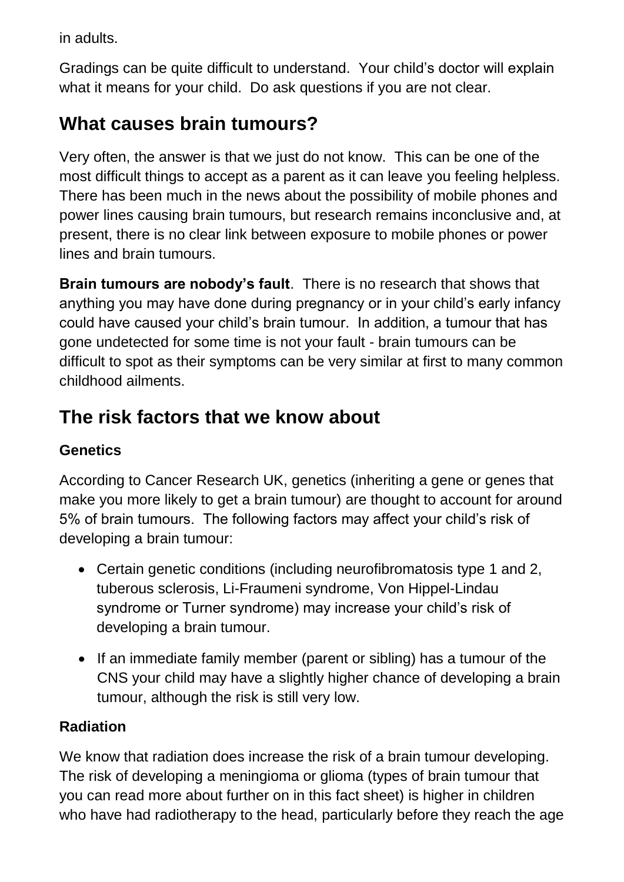in adults.

Gradings can be quite difficult to understand. Your child's doctor will explain what it means for your child. Do ask questions if you are not clear.

## What causes brain tumours?

Very often, the answer is that we just do not know. This can be one of the most difficult things to accept as a parent as it can leave you feeling helpless. There has been much in the news about the possibility of mobile phones and power lines causing brain tumours, but research remains inconclusive and, at present, there is no clear link between exposure to mobile phones or power lines and brain tumours.

**Brain tumours are nobody's fault**. There is no research that shows that anything you may have done during pregnancy or in your child's early infancy could have caused your child's brain tumour. In addition, a tumour that has gone undetected for some time is not your fault - brain tumours can be difficult to spot as their symptoms can be very similar at first to many common childhood ailments.

## The risk factors that we know about

### Genetics

According to Cancer Research UK, genetics (inheriting a gene or genes that make you more likely to get a brain tumour) are thought to account for around 5% of brain tumours. The following factors may affect your child's risk of developing a brain tumour:

- Certain genetic conditions (including neurofibromatosis type 1 and 2, tuberous sclerosis, Li-Fraumeni syndrome, Von Hippel-Lindau syndrome or Turner syndrome) may increase your child's risk of developing a brain tumour.
- If an immediate family member (parent or sibling) has a tumour of the CNS your child may have a slightly higher chance of developing a brain tumour, although the risk is still very low.

### Radiation

We know that radiation does increase the risk of a brain tumour developing. The risk of developing a meningioma or glioma (types of brain tumour that you can read more about further on in this fact sheet) is higher in children who have had radiotherapy to the head, particularly before they reach the age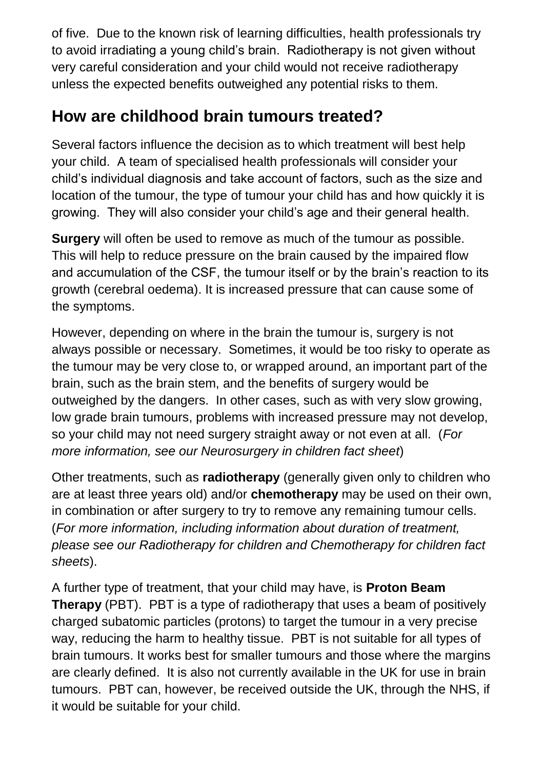of five. Due to the known risk of learning difficulties, health professionals try to avoid irradiating a young child's brain. Radiotherapy is not given without very careful consideration and your child would not receive radiotherapy unless the expected benefits outweighed any potential risks to them.

## How are childhood brain tumours treated?

Several factors influence the decision as to which treatment will best help your child. A team of specialised health professionals will consider your child's individual diagnosis and take account of factors, such as the size and location of the tumour, the type of tumour your child has and how quickly it is growing. They will also consider your child's age and their general health.

**Surgery** will often be used to remove as much of the tumour as possible. This will help to reduce pressure on the brain caused by the impaired flow and accumulation of the CSF, the tumour itself or by the brain's reaction to its growth (cerebral oedema). It is increased pressure that can cause some of the symptoms.

However, depending on where in the brain the tumour is, surgery is not always possible or necessary. Sometimes, it would be too risky to operate as the tumour may be very close to, or wrapped around, an important part of the brain, such as the brain stem, and the benefits of surgery would be outweighed by the dangers. In other cases, such as with very slow growing, low grade brain tumours, problems with increased pressure may not develop, so your child may not need surgery straight away or not even at all. (*For more information, see our Neurosurgery in children fact sheet*)

Other treatments, such as **radiotherapy** (generally given only to children who are at least three years old) and/or **chemotherapy** may be used on their own, in combination or after surgery to try to remove any remaining tumour cells. (*For more information, including information about duration of treatment, please see our Radiotherapy for children and Chemotherapy for children fact sheets*).

A further type of treatment, that your child may have, is **Proton Beam Therapy** (PBT). PBT is a type of radiotherapy that uses a beam of positively charged subatomic particles (protons) to target the tumour in a very precise way, reducing the harm to healthy tissue. PBT is not suitable for all types of brain tumours. It works best for smaller tumours and those where the margins are clearly defined. It is also not currently available in the UK for use in brain tumours. PBT can, however, be received outside the UK, through the NHS, if it would be suitable for your child.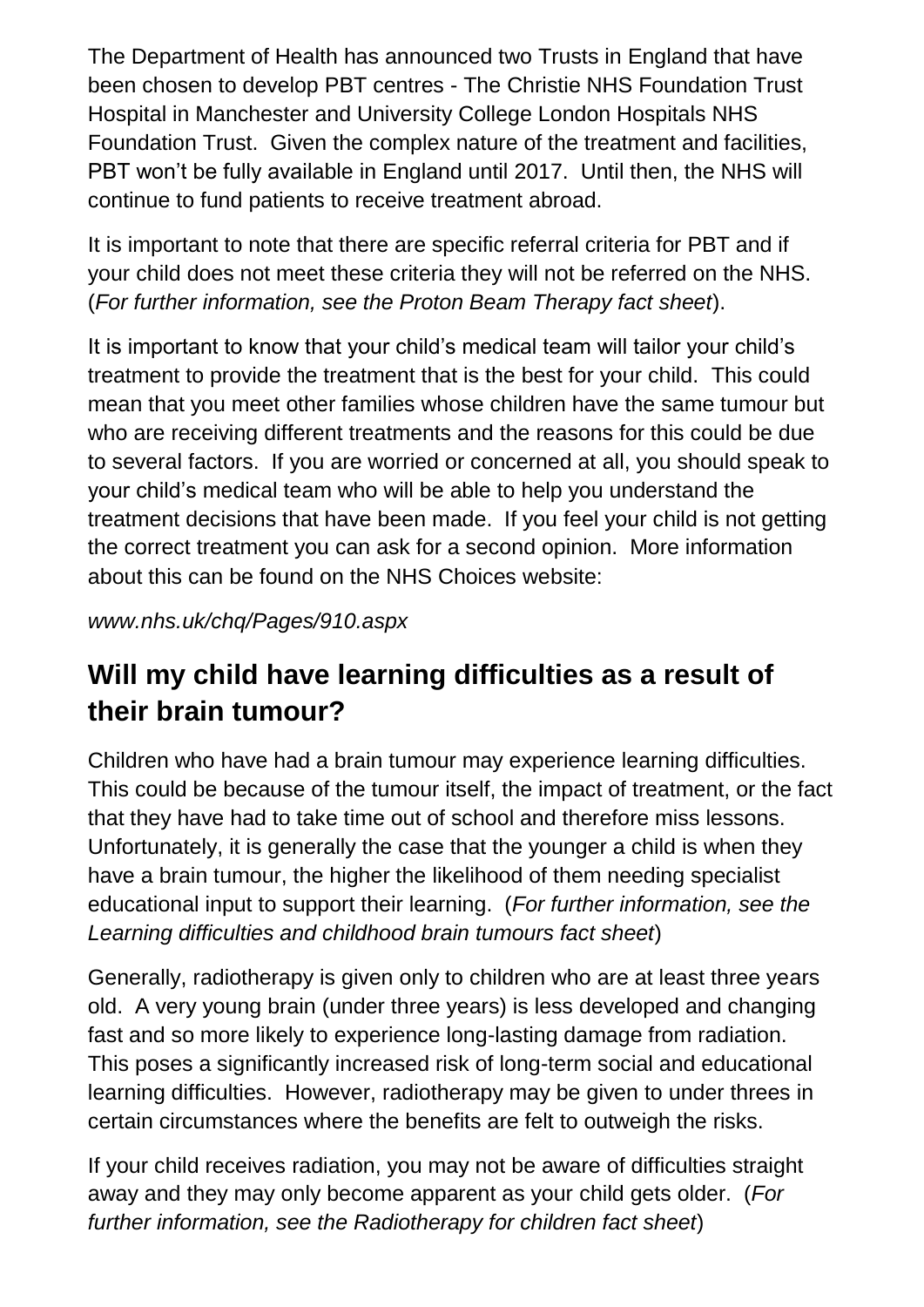The Department of Health has announced two Trusts in England that have been chosen to develop PBT centres - The Christie NHS Foundation Trust Hospital in Manchester and University College London Hospitals NHS Foundation Trust. Given the complex nature of the treatment and facilities, PBT won't be fully available in England until 2017. Until then, the NHS will continue to fund patients to receive treatment abroad.

It is important to note that there are specific referral criteria for PBT and if your child does not meet these criteria they will not be referred on the NHS. (*For further information, see the Proton Beam Therapy fact sheet*).

It is important to know that your child's medical team will tailor your child's treatment to provide the treatment that is the best for your child. This could mean that you meet other families whose children have the same tumour but who are receiving different treatments and the reasons for this could be due to several factors. If you are worried or concerned at all, you should speak to your child's medical team who will be able to help you understand the treatment decisions that have been made. If you feel your child is not getting the correct treatment you can ask for a second opinion. More information about this can be found on the NHS Choices website:

*www.nhs.uk/chq/Pages/910.aspx*

## Will my child have learning difficulties as a result of their brain tumour?

Children who have had a brain tumour may experience learning difficulties. This could be because of the tumour itself, the impact of treatment, or the fact that they have had to take time out of school and therefore miss lessons. Unfortunately, it is generally the case that the younger a child is when they have a brain tumour, the higher the likelihood of them needing specialist educational input to support their learning. (*For further information, see the Learning difficulties and childhood brain tumours fact sheet*)

Generally, radiotherapy is given only to children who are at least three years old. A very young brain (under three years) is less developed and changing fast and so more likely to experience long-lasting damage from radiation. This poses a significantly increased risk of long-term social and educational learning difficulties. However, radiotherapy may be given to under threes in certain circumstances where the benefits are felt to outweigh the risks.

If your child receives radiation, you may not be aware of difficulties straight away and they may only become apparent as your child gets older. (*For further information, see the Radiotherapy for children fact sheet*)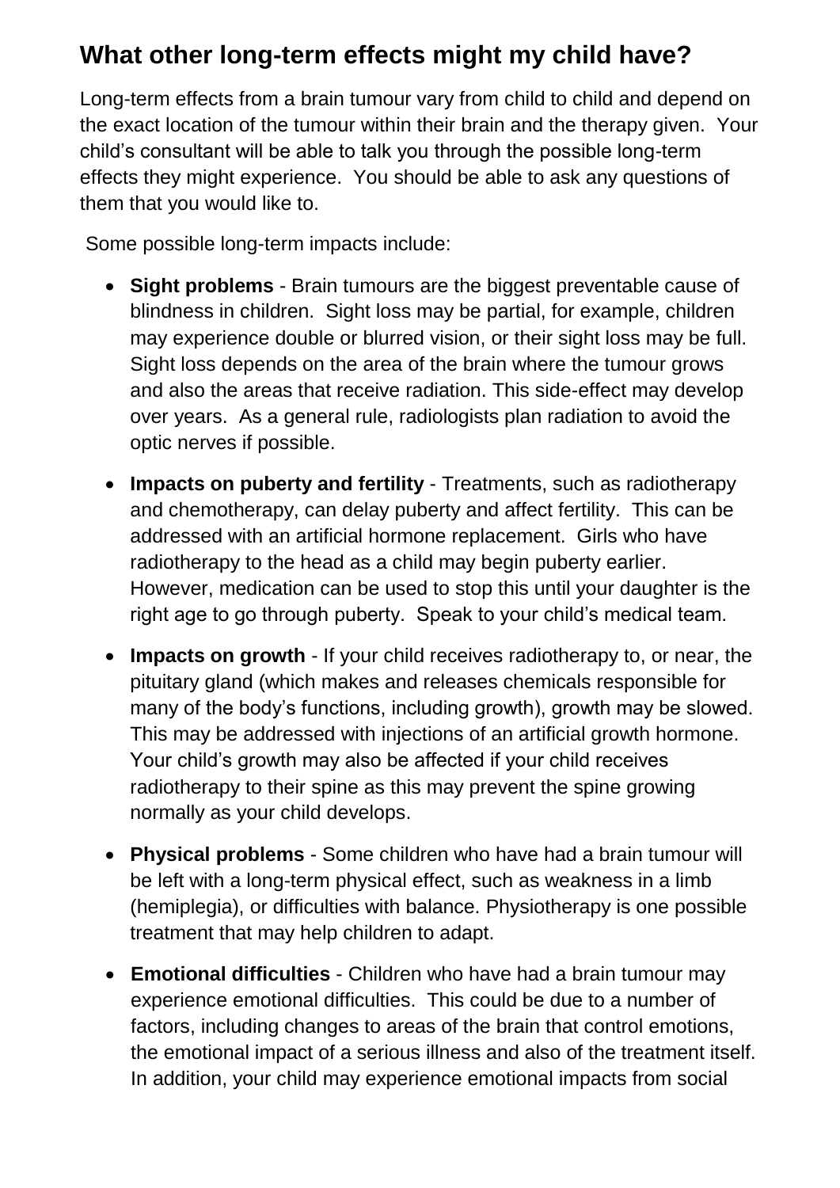## What other long-term effects might my child have?

Long-term effects from a brain tumour vary from child to child and depend on the exact location of the tumour within their brain and the therapy given. Your child's consultant will be able to talk you through the possible long-term effects they might experience. You should be able to ask any questions of them that you would like to.

Some possible long-term impacts include:

- **Sight problems** - Brain tumours are the biggest preventable cause of blindness in children. Sight loss may be partial, for example, children may experience double or blurred vision, or their sight loss may be full. Sight loss depends on the area of the brain where the tumour grows and also the areas that receive radiation. This side-effect may develop over years. As a general rule, radiologists plan radiation to avoid the optic nerves if possible.
- **Impacts on puberty and fertility** - Treatments, such as radiotherapy and chemotherapy, can delay puberty and affect fertility. This can be addressed with an artificial hormone replacement. Girls who have radiotherapy to the head as a child may begin puberty earlier. However, medication can be used to stop this until your daughter is the right age to go through puberty. Speak to your child's medical team.
- **Impacts on growth** - If your child receives radiotherapy to, or near, the pituitary gland (which makes and releases chemicals responsible for many of the body's functions, including growth), growth may be slowed. This may be addressed with injections of an artificial growth hormone. Your child's growth may also be affected if your child receives radiotherapy to their spine as this may prevent the spine growing normally as your child develops.
- **Physical problems** - Some children who have had a brain tumour will be left with a long-term physical effect, such as weakness in a limb (hemiplegia), or difficulties with balance. Physiotherapy is one possible treatment that may help children to adapt.
- **Emotional difficulties** - Children who have had a brain tumour may experience emotional difficulties. This could be due to a number of factors, including changes to areas of the brain that control emotions, the emotional impact of a serious illness and also of the treatment itself. In addition, your child may experience emotional impacts from social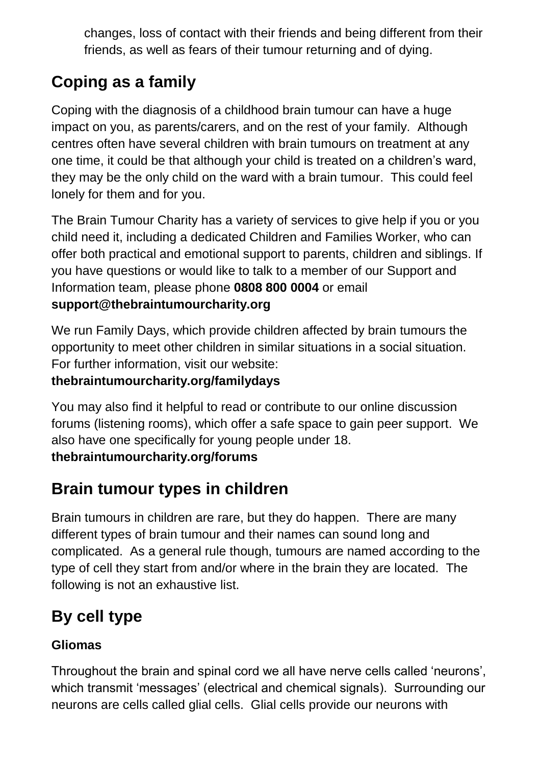changes, loss of contact with their friends and being different from their friends, as well as fears of their tumour returning and of dying.

## Coping as a family

Coping with the diagnosis of a childhood brain tumour can have a huge impact on you, as parents/carers, and on the rest of your family. Although centres often have several children with brain tumours on treatment at any one time, it could be that although your child is treated on a children's ward, they may be the only child on the ward with a brain tumour. This could feel lonely for them and for you.

The Brain Tumour Charity has a variety of services to give help if you or you child need it, including a dedicated Children and Families Worker, who can offer both practical and emotional support to parents, children and siblings. If you have questions or would like to talk to a member of our Support and Information team, please phone **0808 800 0004** or email **support@thebraintumourcharity.org**

We run Family Days, which provide children affected by brain tumours the opportunity to meet other children in similar situations in a social situation. For further information, visit our website: **thebraintumourcharity.org/familydays**

You may also find it helpful to read or contribute to our online discussion forums (listening rooms), which offer a safe space to gain peer support. We also have one specifically for young people under 18. **thebraintumourcharity.org/forums**

## Brain tumour types in children

Brain tumours in children are rare, but they do happen. There are many different types of brain tumour and their names can sound long and complicated. As a general rule though, tumours are named according to the type of cell they start from and/or where in the brain they are located. The following is not an exhaustive list.

## By cell type

### Gliomas

Throughout the brain and spinal cord we all have nerve cells called 'neurons', which transmit 'messages' (electrical and chemical signals). Surrounding our neurons are cells called glial cells. Glial cells provide our neurons with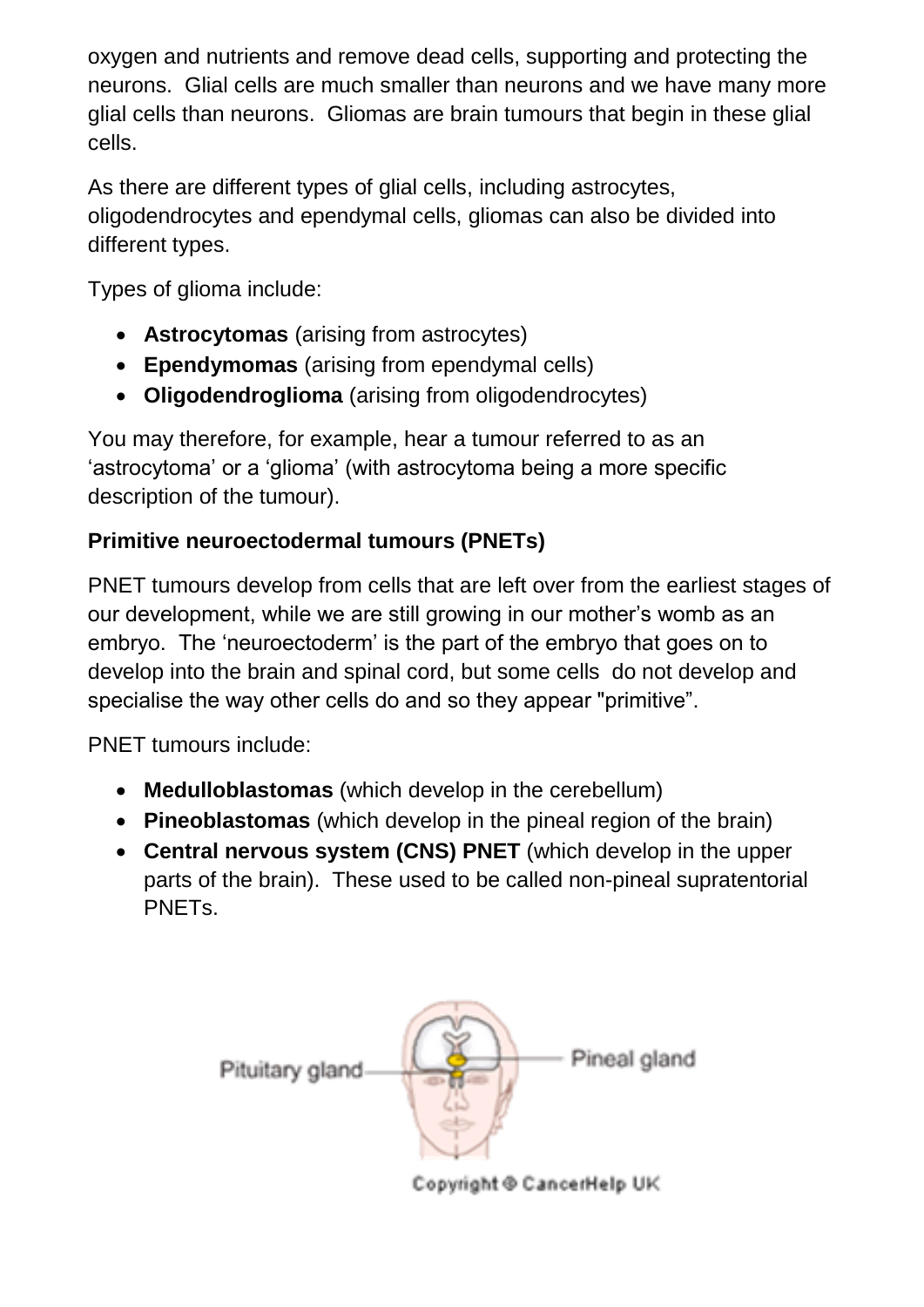oxygen and nutrients and remove dead cells, supporting and protecting the neurons. Glial cells are much smaller than neurons and we have many more glial cells than neurons. Gliomas are brain tumours that begin in these glial cells.

As there are different types of glial cells, including astrocytes, oligodendrocytes and ependymal cells, gliomas can also be divided into different types.

Types of glioma include:

- **Astrocytomas** (arising from astrocytes)
- **Ependymomas** (arising from ependymal cells)
- **Oligodendroglioma** (arising from oligodendrocytes)

You may therefore, for example, hear a tumour referred to as an 'astrocytoma' or a 'glioma' (with astrocytoma being a more specific description of the tumour).

**Primitive neuroectodermal tumours (PNETs)**

PNET tumours develop from cells that are left over from the earliest stages of our development, while we are still growing in our mother's womb as an embryo. The 'neuroectoderm' is the part of the embryo that goes on to develop into the brain and spinal cord, but some cells do not develop and specialise the way other cells do and so they appear "primitive".

PNET tumours include:

- **Medulloblastomas** (which develop in the cerebellum)
- **Pineoblastomas** (which develop in the pineal region of the brain)
- **Central nervous system (CNS) PNET** (which develop in the upper parts of the brain). These used to be called non-pineal supratentorial PNETs.

Pituitary gland

Pineal gland

Copyright © CancerHelp UK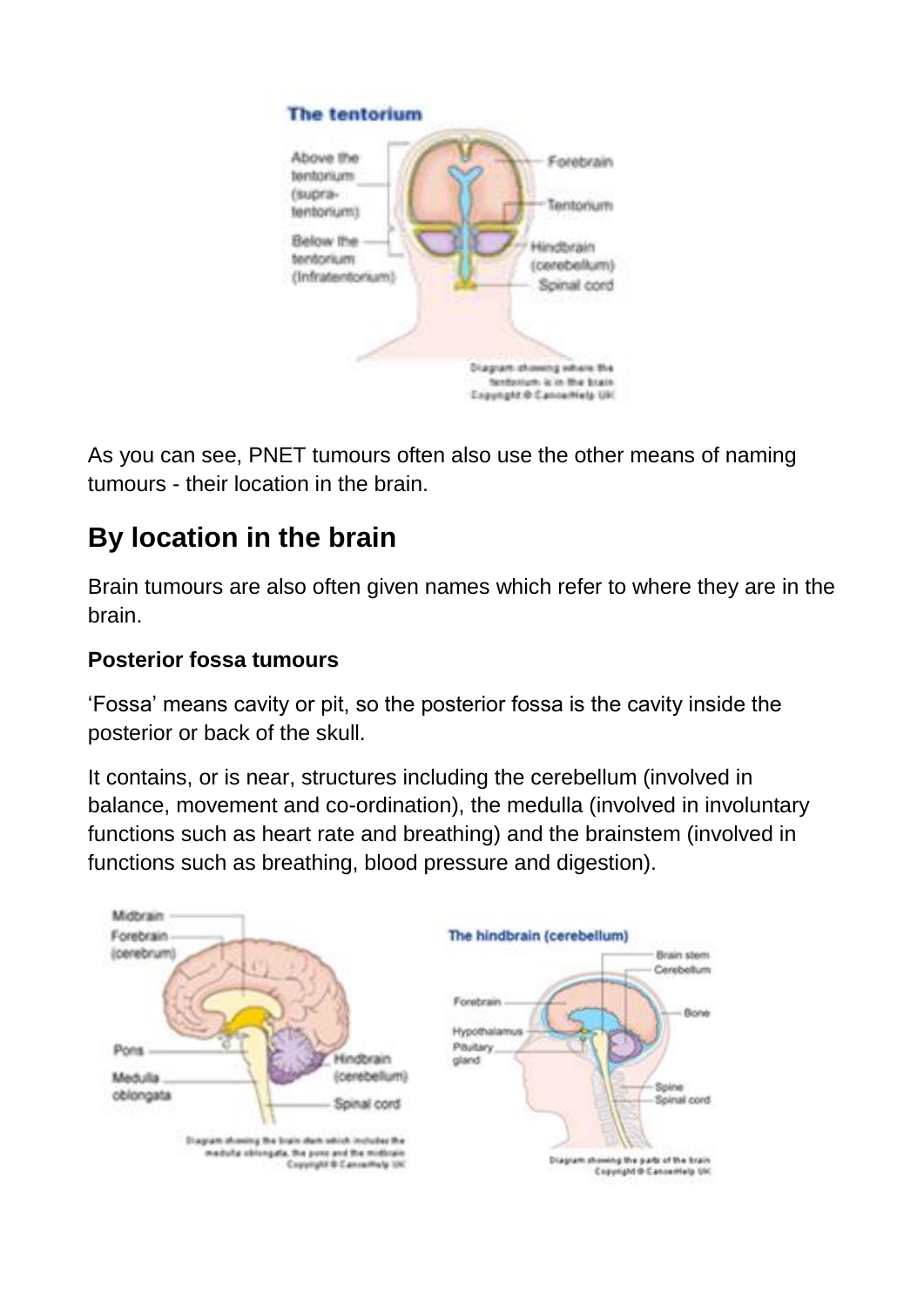As you can see, PNET tumours often also use the other means of naming tumours - their location in the brain.

## By location in the brain

Brain tumours are also often given names which refer to where they are in the brain.

**Posterior fossa tumours**

'Fossa' means cavity or pit, so the posterior fossa is the cavity inside the posterior or back of the skull.

It contains, or is near, structures including the cerebellum (involved in balance, movement and co-ordination), the medulla (involved in involuntary functions such as heart rate and breathing) and the brainstem (involved in functions such as breathing, blood pressure and digestion).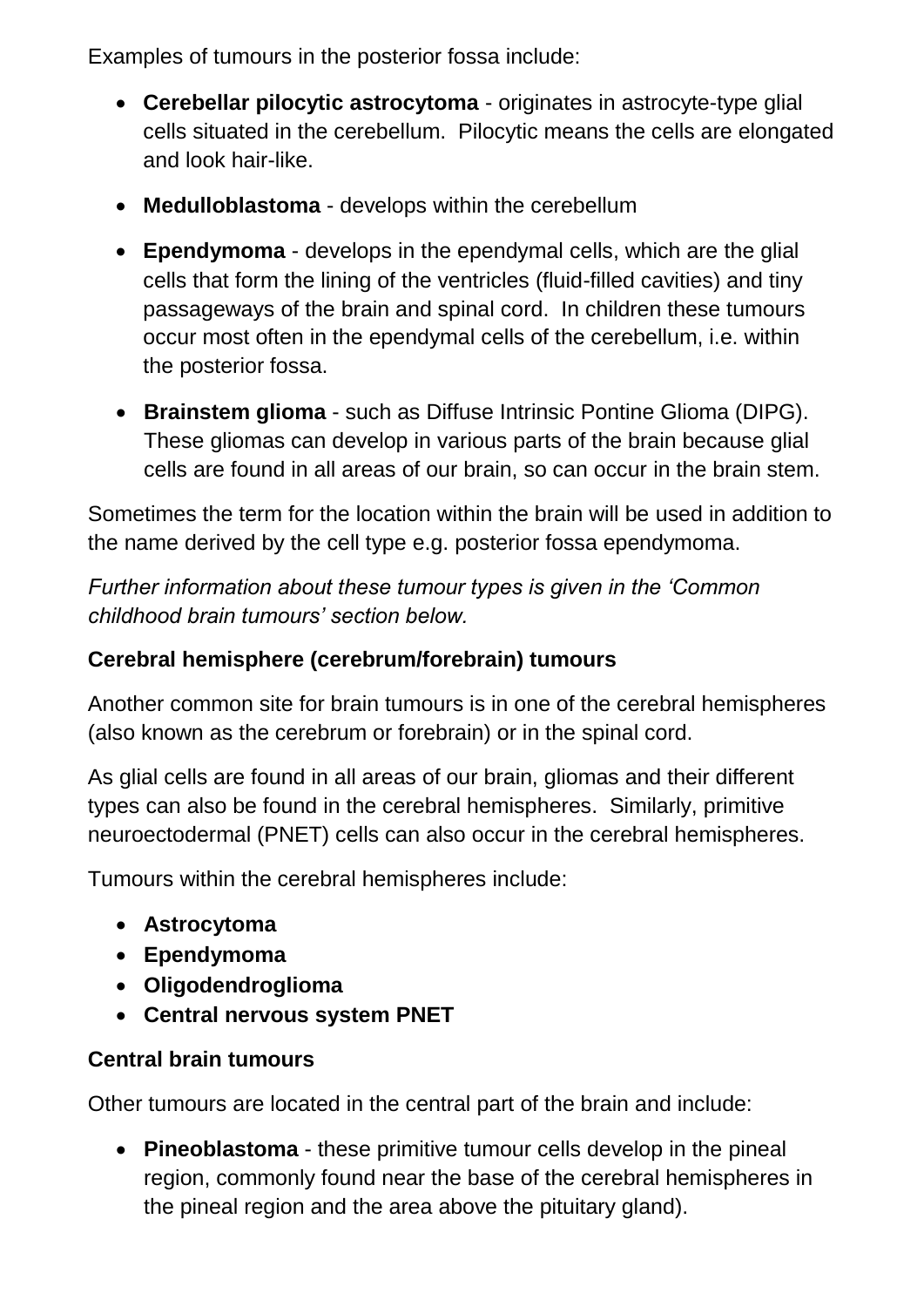Examples of tumours in the posterior fossa include:

- **Cerebellar pilocytic astrocytoma** - originates in astrocyte-type glial cells situated in the cerebellum. Pilocytic means the cells are elongated and look hair-like.
- **Medulloblastoma** - develops within the cerebellum
- **Ependymoma** - develops in the ependymal cells, which are the glial cells that form the lining of the ventricles (fluid-filled cavities) and tiny passageways of the brain and spinal cord. In children these tumours occur most often in the ependymal cells of the cerebellum, i.e. within the posterior fossa.
- **Brainstem glioma** - such as Diffuse Intrinsic Pontine Glioma (DIPG). These gliomas can develop in various parts of the brain because glial cells are found in all areas of our brain, so can occur in the brain stem.

Sometimes the term for the location within the brain will be used in addition to the name derived by the cell type e.g. posterior fossa ependymoma.

*Further information about these tumour types is given in the 'Common childhood brain tumours' section below.*

**Cerebral hemisphere (cerebrum/forebrain) tumours**

Another common site for brain tumours is in one of the cerebral hemispheres (also known as the cerebrum or forebrain) or in the spinal cord.

As glial cells are found in all areas of our brain, gliomas and their different types can also be found in the cerebral hemispheres. Similarly, primitive neuroectodermal (PNET) cells can also occur in the cerebral hemispheres.

Tumours within the cerebral hemispheres include:

- **Astrocytoma**
- **Ependymoma**
- **Oligodendroglioma**
- **Central nervous system PNET**

**Central brain tumours**

Other tumours are located in the central part of the brain and include:

- **Pineoblastoma** - these primitive tumour cells develop in the pineal region, commonly found near the base of the cerebral hemispheres in the pineal region and the area above the pituitary gland).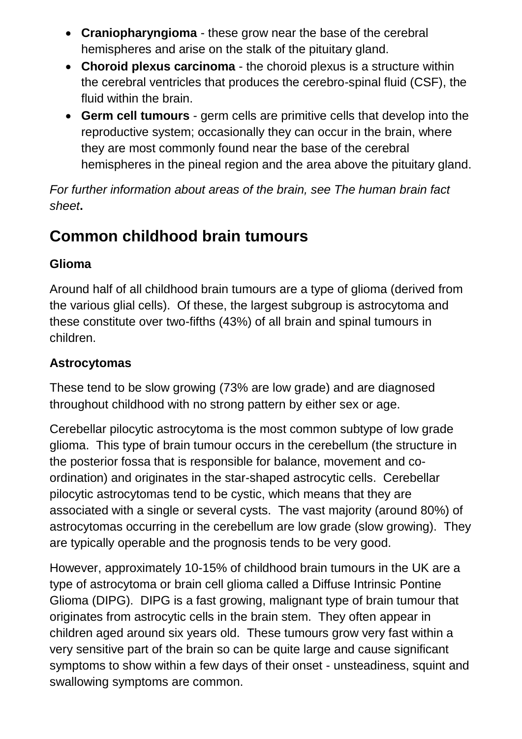- **Craniopharyngioma** - these grow near the base of the cerebral hemispheres and arise on the stalk of the pituitary gland.
- **Choroid plexus carcinoma** - the choroid plexus is a structure within the cerebral ventricles that produces the cerebro-spinal fluid (CSF), the fluid within the brain.
- **Germ cell tumours** - germ cells are primitive cells that develop into the reproductive system; occasionally they can occur in the brain, where they are most commonly found near the base of the cerebral hemispheres in the pineal region and the area above the pituitary gland.

*For further information about areas of the brain, see The human brain fact sheet***.**

## Common childhood brain tumours

### Glioma

Around half of all childhood brain tumours are a type of glioma (derived from the various glial cells). Of these, the largest subgroup is astrocytoma and these constitute over two-fifths (43%) of all brain and spinal tumours in children.

### Astrocytomas

These tend to be slow growing (73% are low grade) and are diagnosed throughout childhood with no strong pattern by either sex or age.

Cerebellar pilocytic astrocytoma is the most common subtype of low grade glioma. This type of brain tumour occurs in the cerebellum (the structure in the posterior fossa that is responsible for balance, movement and co-ordination) and originates in the star-shaped astrocytic cells. Cerebellar pilocytic astrocytomas tend to be cystic, which means that they are associated with a single or several cysts. The vast majority (around 80%) of astrocytomas occurring in the cerebellum are low grade (slow growing). They are typically operable and the prognosis tends to be very good.

However, approximately 10-15% of childhood brain tumours in the UK are a type of astrocytoma or brain cell glioma called a Diffuse Intrinsic Pontine Glioma (DIPG). DIPG is a fast growing, malignant type of brain tumour that originates from astrocytic cells in the brain stem. They often appear in children aged around six years old. These tumours grow very fast within a very sensitive part of the brain so can be quite large and cause significant symptoms to show within a few days of their onset - unsteadiness, squint and swallowing symptoms are common.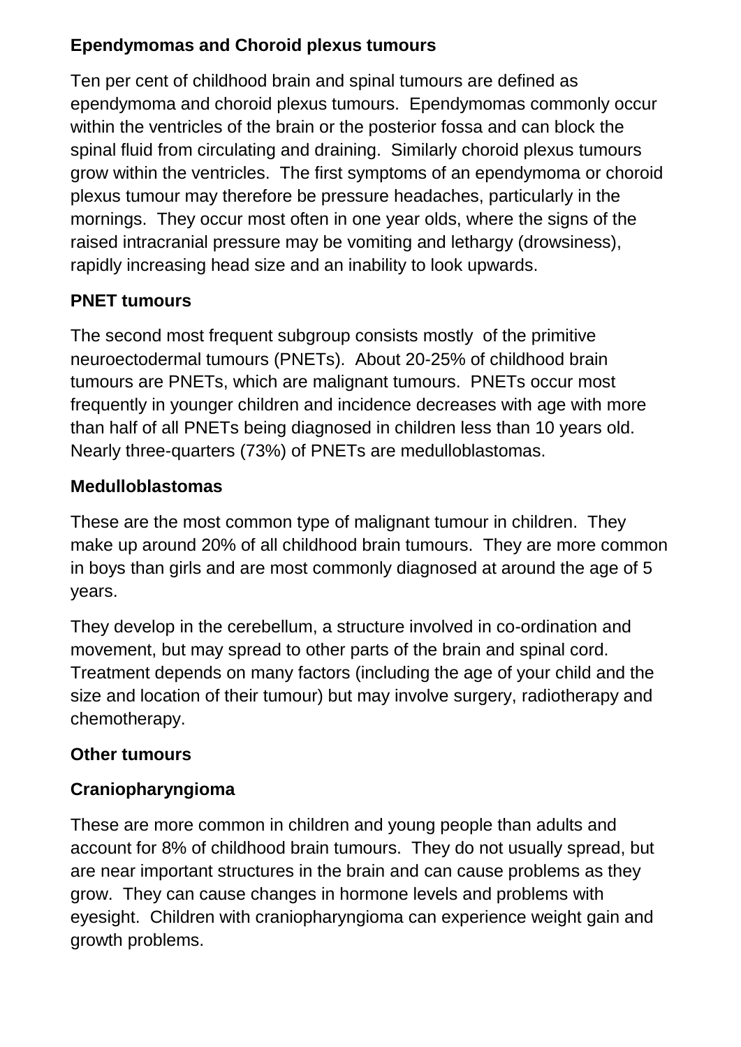**Ependymomas and Choroid plexus tumours**

Ten per cent of childhood brain and spinal tumours are defined as ependymoma and choroid plexus tumours. Ependymomas commonly occur within the ventricles of the brain or the posterior fossa and can block the spinal fluid from circulating and draining. Similarly choroid plexus tumours grow within the ventricles. The first symptoms of an ependymoma or choroid plexus tumour may therefore be pressure headaches, particularly in the mornings. They occur most often in one year olds, where the signs of the raised intracranial pressure may be vomiting and lethargy (drowsiness), rapidly increasing head size and an inability to look upwards.

**PNET tumours**

The second most frequent subgroup consists mostly of the primitive neuroectodermal tumours (PNETs). About 20-25% of childhood brain tumours are PNETs, which are malignant tumours. PNETs occur most frequently in younger children and incidence decreases with age with more than half of all PNETs being diagnosed in children less than 10 years old. Nearly three-quarters (73%) of PNETs are medulloblastomas.

**Medulloblastomas**

These are the most common type of malignant tumour in children. They make up around 20% of all childhood brain tumours. They are more common in boys than girls and are most commonly diagnosed at around the age of 5 years.

They develop in the cerebellum, a structure involved in co-ordination and movement, but may spread to other parts of the brain and spinal cord. Treatment depends on many factors (including the age of your child and the size and location of their tumour) but may involve surgery, radiotherapy and chemotherapy.

**Other tumours**

**Craniopharyngioma**

These are more common in children and young people than adults and account for 8% of childhood brain tumours. They do not usually spread, but are near important structures in the brain and can cause problems as they grow. They can cause changes in hormone levels and problems with eyesight. Children with craniopharyngioma can experience weight gain and growth problems.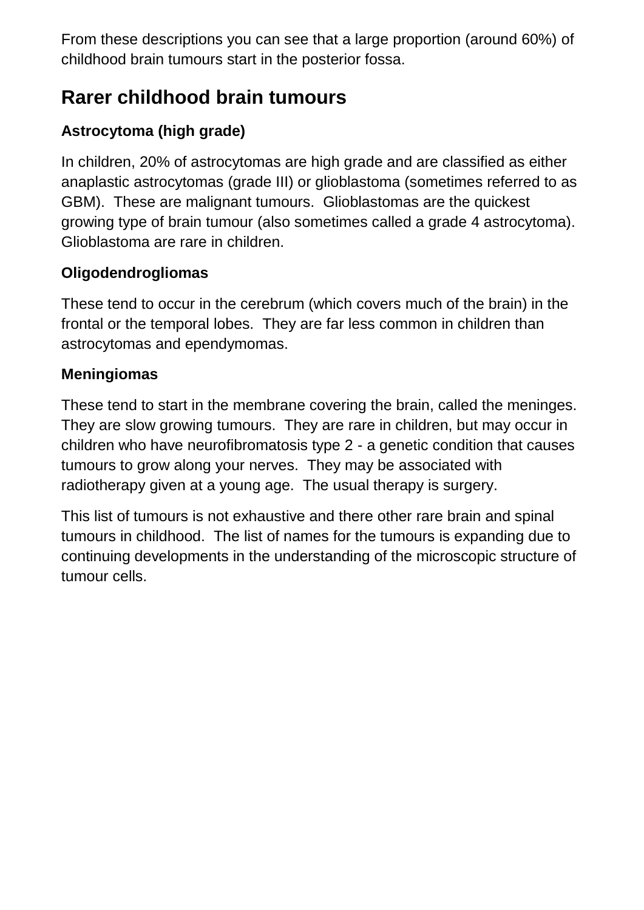From these descriptions you can see that a large proportion (around 60%) of childhood brain tumours start in the posterior fossa.

## Rarer childhood brain tumours

### Astrocytoma (high grade)

In children, 20% of astrocytomas are high grade and are classified as either anaplastic astrocytomas (grade III) or glioblastoma (sometimes referred to as GBM). These are malignant tumours. Glioblastomas are the quickest growing type of brain tumour (also sometimes called a grade 4 astrocytoma). Glioblastoma are rare in children.

### Oligodendrogliomas

These tend to occur in the cerebrum (which covers much of the brain) in the frontal or the temporal lobes. They are far less common in children than astrocytomas and ependymomas.

### Meningiomas

These tend to start in the membrane covering the brain, called the meninges. They are slow growing tumours. They are rare in children, but may occur in children who have neurofibromatosis type 2 - a genetic condition that causes tumours to grow along your nerves. They may be associated with radiotherapy given at a young age. The usual therapy is surgery.

This list of tumours is not exhaustive and there other rare brain and spinal tumours in childhood. The list of names for the tumours is expanding due to continuing developments in the understanding of the microscopic structure of tumour cells.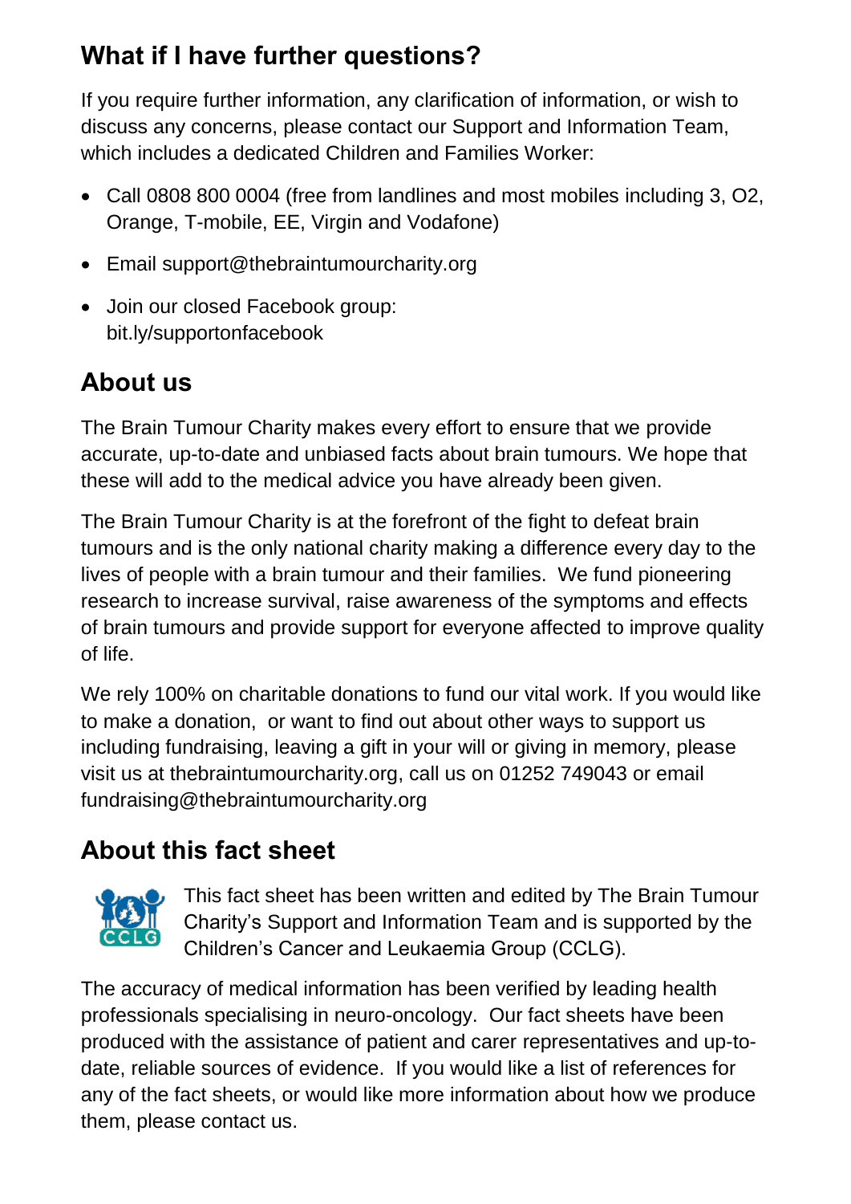## What if I have further questions?

If you require further information, any clarification of information, or wish to discuss any concerns, please contact our Support and Information Team, which includes a dedicated Children and Families Worker:

- Call 0808 800 0004 (free from landlines and most mobiles including 3, O2, Orange, T-mobile, EE, Virgin and Vodafone)
- Email support@thebraintumourcharity.org
- Join our closed Facebook group: bit.ly/supportonfacebook

## About us

The Brain Tumour Charity makes every effort to ensure that we provide accurate, up-to-date and unbiased facts about brain tumours. We hope that these will add to the medical advice you have already been given.

The Brain Tumour Charity is at the forefront of the fight to defeat brain tumours and is the only national charity making a difference every day to the lives of people with a brain tumour and their families. We fund pioneering research to increase survival, raise awareness of the symptoms and effects of brain tumours and provide support for everyone affected to improve quality of life.

We rely 100% on charitable donations to fund our vital work. If you would like to make a donation, or want to find out about other ways to support us including fundraising, leaving a gift in your will or giving in memory, please visit us at thebraintumourcharity.org, call us on 01252 749043 or email fundraising@thebraintumourcharity.org

## About this fact sheet

This fact sheet has been written and edited by The Brain Tumour Charity's Support and Information Team and is supported by the Children's Cancer and Leukaemia Group (CCLG).

The accuracy of medical information has been verified by leading health professionals specialising in neuro-oncology. Our fact sheets have been produced with the assistance of patient and carer representatives and up-to-date, reliable sources of evidence. If you would like a list of references for any of the fact sheets, or would like more information about how we produce them, please contact us.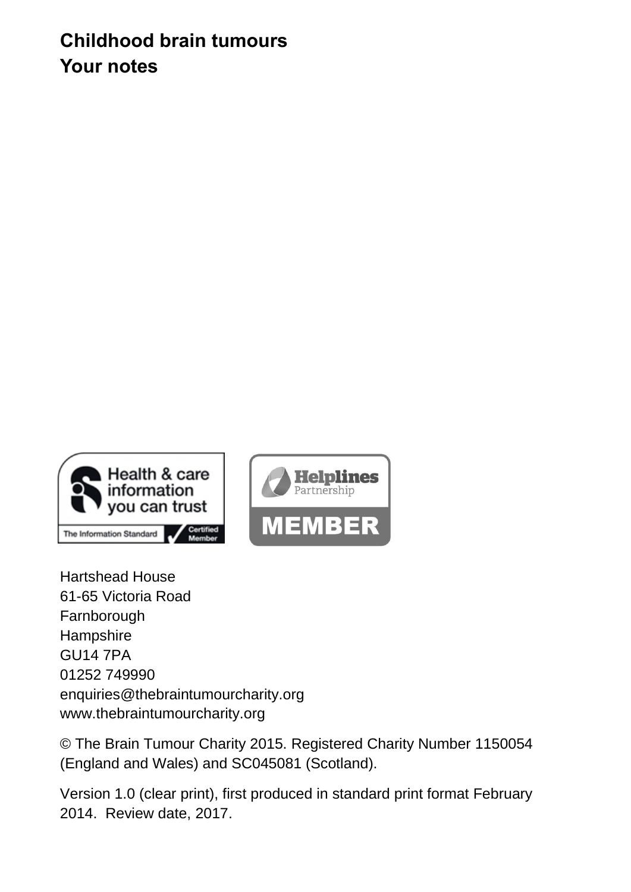## Childhood brain tumours
## Your notes

Health & care information you can trust

The Information Standard Certified Member

Helplines Partnership MEMBER

Hartshead House
61-65 Victoria Road
Farnborough
Hampshire
GU14 7PA
01252 749990
enquiries@thebraintumourcharity.org
www.thebraintumourcharity.org

© The Brain Tumour Charity 2015. Registered Charity Number 1150054 (England and Wales) and SC045081 (Scotland).

Version 1.0 (clear print), first produced in standard print format February 2014. Review date, 2017.